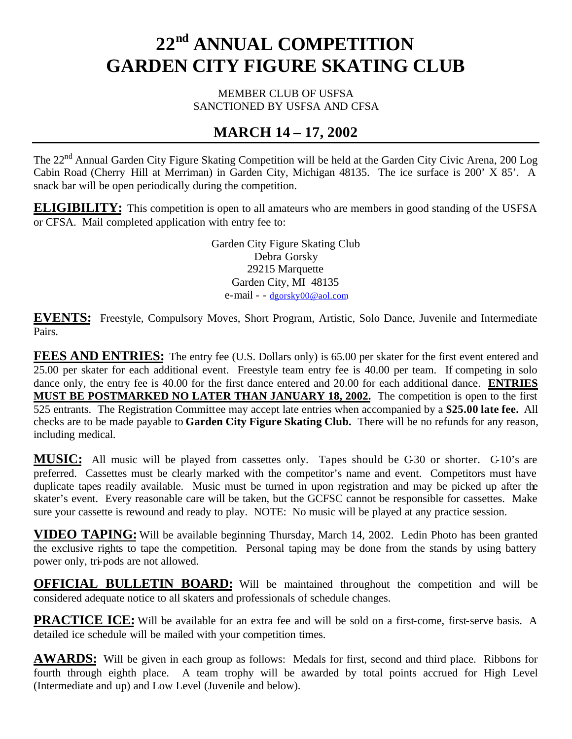# 22nd ANNUAL COMPETITION
# GARDEN CITY FIGURE SKATING CLUB

MEMBER CLUB OF USFSA
SANCTIONED BY USFSA AND CFSA

## MARCH 14 – 17, 2002

---

The 22nd Annual Garden City Figure Skating Competition will be held at the Garden City Civic Arena, 200 Log Cabin Road (Cherry Hill at Merriman) in Garden City, Michigan 48135. The ice surface is 200' X 85'. A snack bar will be open periodically during the competition.

**ELIGIBILITY:** This competition is open to all amateurs who are members in good standing of the USFSA or CFSA. Mail completed application with entry fee to:

Garden City Figure Skating Club
Debra Gorsky
29215 Marquette
Garden City, MI 48135
e-mail - - dgorsky00@aol.com

**EVENTS:** Freestyle, Compulsory Moves, Short Program, Artistic, Solo Dance, Juvenile and Intermediate Pairs.

**FEES AND ENTRIES:** The entry fee (U.S. Dollars only) is 65.00 per skater for the first event entered and 25.00 per skater for each additional event. Freestyle team entry fee is 40.00 per team. If competing in solo dance only, the entry fee is 40.00 for the first dance entered and 20.00 for each additional dance. **ENTRIES MUST BE POSTMARKED NO LATER THAN JANUARY 18, 2002.** The competition is open to the first 525 entrants. The Registration Committee may accept late entries when accompanied by a **$25.00 late fee.** All checks are to be made payable to **Garden City Figure Skating Club.** There will be no refunds for any reason, including medical.

**MUSIC:** All music will be played from cassettes only. Tapes should be C-30 or shorter. C-10's are preferred. Cassettes must be clearly marked with the competitor's name and event. Competitors must have duplicate tapes readily available. Music must be turned in upon registration and may be picked up after the skater's event. Every reasonable care will be taken, but the GCFSC cannot be responsible for cassettes. Make sure your cassette is rewound and ready to play. NOTE: No music will be played at any practice session.

**VIDEO TAPING:** Will be available beginning Thursday, March 14, 2002. Ledin Photo has been granted the exclusive rights to tape the competition. Personal taping may be done from the stands by using battery power only, tri-pods are not allowed.

**OFFICIAL BULLETIN BOARD:** Will be maintained throughout the competition and will be considered adequate notice to all skaters and professionals of schedule changes.

**PRACTICE ICE:** Will be available for an extra fee and will be sold on a first-come, first-serve basis. A detailed ice schedule will be mailed with your competition times.

**AWARDS:** Will be given in each group as follows: Medals for first, second and third place. Ribbons for fourth through eighth place. A team trophy will be awarded by total points accrued for High Level (Intermediate and up) and Low Level (Juvenile and below).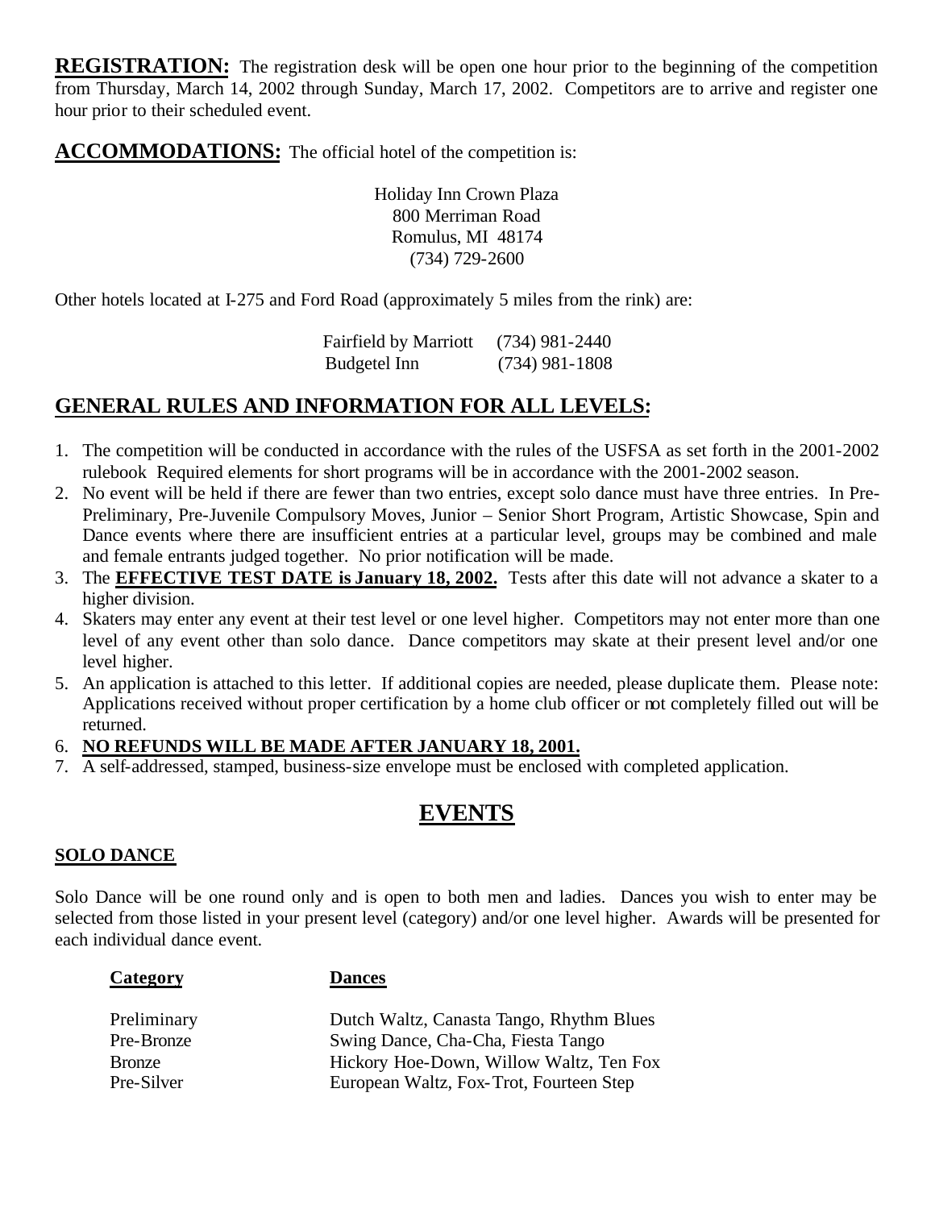**REGISTRATION:** The registration desk will be open one hour prior to the beginning of the competition from Thursday, March 14, 2002 through Sunday, March 17, 2002. Competitors are to arrive and register one hour prior to their scheduled event.

**ACCOMMODATIONS:** The official hotel of the competition is:

Holiday Inn Crown Plaza
800 Merriman Road
Romulus, MI 48174
(734) 729-2600

Other hotels located at I-275 and Ford Road (approximately 5 miles from the rink) are:

| | |
|---|---|
| Fairfield by Marriott | (734) 981-2440 |
| Budgetel Inn | (734) 981-1808 |

## GENERAL RULES AND INFORMATION FOR ALL LEVELS:

1. The competition will be conducted in accordance with the rules of the USFSA as set forth in the 2001-2002 rulebook Required elements for short programs will be in accordance with the 2001-2002 season.
2. No event will be held if there are fewer than two entries, except solo dance must have three entries. In Pre-Preliminary, Pre-Juvenile Compulsory Moves, Junior – Senior Short Program, Artistic Showcase, Spin and Dance events where there are insufficient entries at a particular level, groups may be combined and male and female entrants judged together. No prior notification will be made.
3. The **EFFECTIVE TEST DATE is January 18, 2002.** Tests after this date will not advance a skater to a higher division.
4. Skaters may enter any event at their test level or one level higher. Competitors may not enter more than one level of any event other than solo dance. Dance competitors may skate at their present level and/or one level higher.
5. An application is attached to this letter. If additional copies are needed, please duplicate them. Please note: Applications received without proper certification by a home club officer or not completely filled out will be returned.
6. **NO REFUNDS WILL BE MADE AFTER JANUARY 18, 2001.**
7. A self-addressed, stamped, business-size envelope must be enclosed with completed application.

# EVENTS

### SOLO DANCE

Solo Dance will be one round only and is open to both men and ladies. Dances you wish to enter may be selected from those listed in your present level (category) and/or one level higher. Awards will be presented for each individual dance event.

| Category | Dances |
|---|---|
| Preliminary | Dutch Waltz, Canasta Tango, Rhythm Blues |
| Pre-Bronze | Swing Dance, Cha-Cha, Fiesta Tango |
| Bronze | Hickory Hoe-Down, Willow Waltz, Ten Fox |
| Pre-Silver | European Waltz, Fox-Trot, Fourteen Step |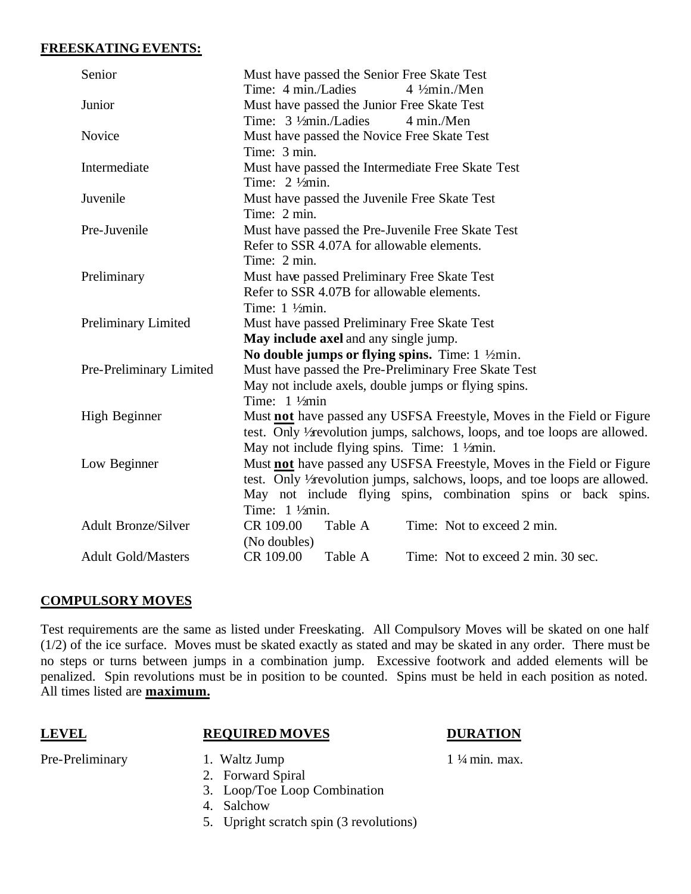**FREESKATING EVENTS:**

| | |
|---|---|
| Senior | Must have passed the Senior Free Skate Test<br>Time: 4 min./Ladies 4 ½min./Men |
| Junior | Must have passed the Junior Free Skate Test<br>Time: 3 ½min./Ladies 4 min./Men |
| Novice | Must have passed the Novice Free Skate Test<br>Time: 3 min. |
| Intermediate | Must have passed the Intermediate Free Skate Test<br>Time: 2 ½min. |
| Juvenile | Must have passed the Juvenile Free Skate Test<br>Time: 2 min. |
| Pre-Juvenile | Must have passed the Pre-Juvenile Free Skate Test<br>Refer to SSR 4.07A for allowable elements.<br>Time: 2 min. |
| Preliminary | Must have passed Preliminary Free Skate Test<br>Refer to SSR 4.07B for allowable elements.<br>Time: 1 ½min. |
| Preliminary Limited | Must have passed Preliminary Free Skate Test<br>**May include axel** and any single jump.<br>**No double jumps or flying spins.** Time: 1 ½min. |
| Pre-Preliminary Limited | Must have passed the Pre-Preliminary Free Skate Test<br>May not include axels, double jumps or flying spins.<br>Time: 1 ½min |
| High Beginner | Must **not** have passed any USFSA Freestyle, Moves in the Field or Figure test. Only ½revolution jumps, salchows, loops, and toe loops are allowed. May not include flying spins. Time: 1 ½min. |
| Low Beginner | Must **not** have passed any USFSA Freestyle, Moves in the Field or Figure test. Only ½revolution jumps, salchows, loops, and toe loops are allowed. May not include flying spins, combination spins or back spins. Time: 1 ½min. |
| Adult Bronze/Silver | CR 109.00 Table A Time: Not to exceed 2 min.<br>(No doubles) |
| Adult Gold/Masters | CR 109.00 Table A Time: Not to exceed 2 min. 30 sec. |

**COMPULSORY MOVES**

Test requirements are the same as listed under Freeskating. All Compulsory Moves will be skated on one half (1/2) of the ice surface. Moves must be skated exactly as stated and may be skated in any order. There must be no steps or turns between jumps in a combination jump. Excessive footwork and added elements will be penalized. Spin revolutions must be in position to be counted. Spins must be held in each position as noted. All times listed are **maximum.**

| LEVEL | REQUIRED MOVES | DURATION |
|---|---|---|
| Pre-Preliminary | 1. Waltz Jump<br>2. Forward Spiral<br>3. Loop/Toe Loop Combination<br>4. Salchow<br>5. Upright scratch spin (3 revolutions) | 1 ¼ min. max. |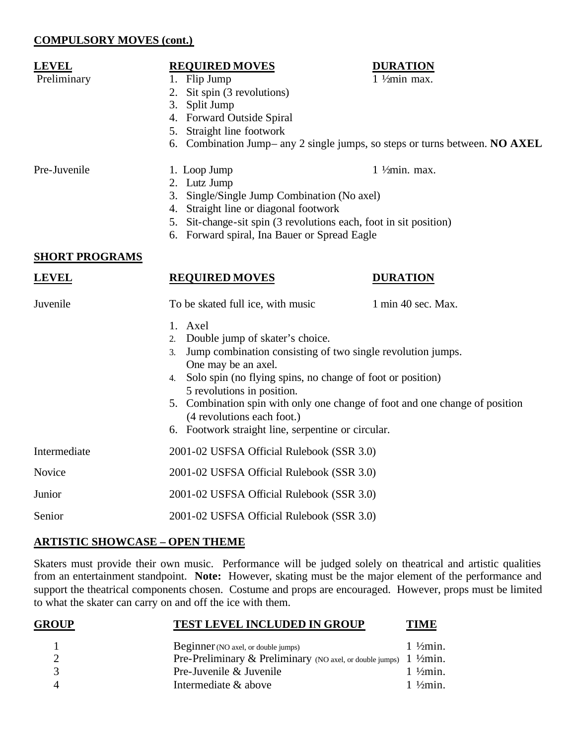**COMPULSORY MOVES (cont.)**

| LEVEL | REQUIRED MOVES | DURATION |
|---|---|---|
| Preliminary | 1. Flip Jump | 1 ½min max. |
| | 2. Sit spin (3 revolutions) | |
| | 3. Split Jump | |
| | 4. Forward Outside Spiral | |
| | 5. Straight line footwork | |
| | 6. Combination Jump– any 2 single jumps, so steps or turns between. **NO AXEL** | |
| Pre-Juvenile | 1. Loop Jump | 1 ½min. max. |
| | 2. Lutz Jump | |
| | 3. Single/Single Jump Combination (No axel) | |
| | 4. Straight line or diagonal footwork | |
| | 5. Sit-change-sit spin (3 revolutions each, foot in sit position) | |
| | 6. Forward spiral, Ina Bauer or Spread Eagle | |

**SHORT PROGRAMS**

| LEVEL | REQUIRED MOVES | DURATION |
|---|---|---|
| Juvenile | To be skated full ice, with music | 1 min 40 sec. Max. |
| | 1. Axel | |
| | 2. Double jump of skater's choice. | |
| | 3. Jump combination consisting of two single revolution jumps. One may be an axel. | |
| | 4. Solo spin (no flying spins, no change of foot or position) 5 revolutions in position. | |
| | 5. Combination spin with only one change of foot and one change of position (4 revolutions each foot.) | |
| | 6. Footwork straight line, serpentine or circular. | |
| Intermediate | 2001-02 USFSA Official Rulebook (SSR 3.0) | |
| Novice | 2001-02 USFSA Official Rulebook (SSR 3.0) | |
| Junior | 2001-02 USFSA Official Rulebook (SSR 3.0) | |
| Senior | 2001-02 USFSA Official Rulebook (SSR 3.0) | |

**ARTISTIC SHOWCASE – OPEN THEME**

Skaters must provide their own music. Performance will be judged solely on theatrical and artistic qualities from an entertainment standpoint. **Note:** However, skating must be the major element of the performance and support the theatrical components chosen. Costume and props are encouraged. However, props must be limited to what the skater can carry on and off the ice with them.

| GROUP | TEST LEVEL INCLUDED IN GROUP | TIME |
|---|---|---|
| 1 | Beginner (NO axel, or double jumps) | 1 ½min. |
| 2 | Pre-Preliminary & Preliminary (NO axel, or double jumps) | 1 ½min. |
| 3 | Pre-Juvenile & Juvenile | 1 ½min. |
| 4 | Intermediate & above | 1 ½min. |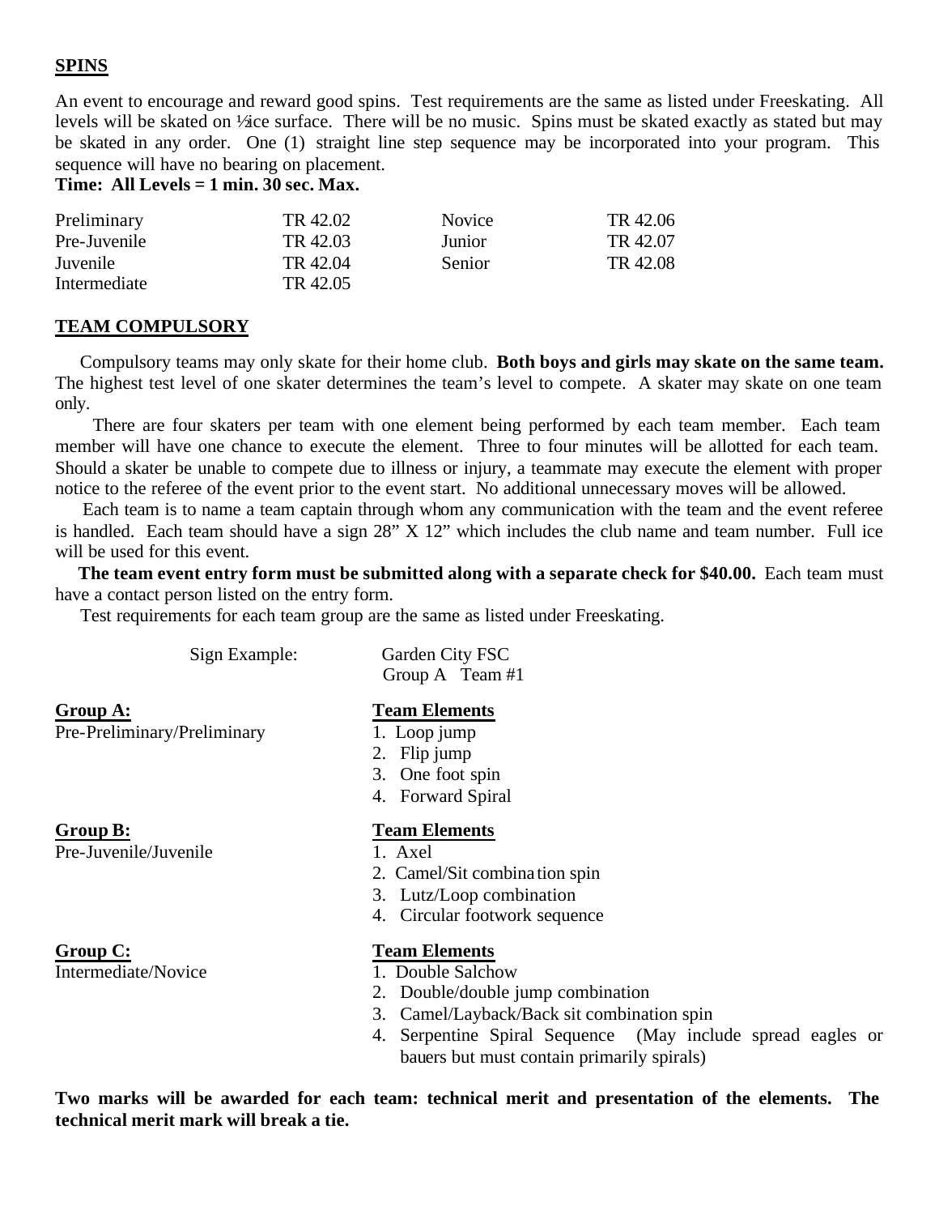## SPINS

An event to encourage and reward good spins. Test requirements are the same as listed under Freeskating. All levels will be skated on ½ice surface. There will be no music. Spins must be skated exactly as stated but may be skated in any order. One (1) straight line step sequence may be incorporated into your program. This sequence will have no bearing on placement.

**Time: All Levels = 1 min. 30 sec. Max.**

| | | | |
|---|---|---|---|
| Preliminary | TR 42.02 | Novice | TR 42.06 |
| Pre-Juvenile | TR 42.03 | Junior | TR 42.07 |
| Juvenile | TR 42.04 | Senior | TR 42.08 |
| Intermediate | TR 42.05 | | |

## TEAM COMPULSORY

Compulsory teams may only skate for their home club. **Both boys and girls may skate on the same team.** The highest test level of one skater determines the team's level to compete. A skater may skate on one team only.

There are four skaters per team with one element being performed by each team member. Each team member will have one chance to execute the element. Three to four minutes will be allotted for each team. Should a skater be unable to compete due to illness or injury, a teammate may execute the element with proper notice to the referee of the event prior to the event start. No additional unnecessary moves will be allowed.

Each team is to name a team captain through whom any communication with the team and the event referee is handled. Each team should have a sign 28" X 12" which includes the club name and team number. Full ice will be used for this event.

**The team event entry form must be submitted along with a separate check for $40.00.** Each team must have a contact person listed on the entry form.

Test requirements for each team group are the same as listed under Freeskating.

Sign Example: Garden City FSC
Group A Team #1

**Group A:**
Pre-Preliminary/Preliminary

**Team Elements**
1. Loop jump
2. Flip jump
3. One foot spin
4. Forward Spiral

**Group B:**
Pre-Juvenile/Juvenile

**Team Elements**
1. Axel
2. Camel/Sit combination spin
3. Lutz/Loop combination
4. Circular footwork sequence

**Group C:**
Intermediate/Novice

**Team Elements**
1. Double Salchow
2. Double/double jump combination
3. Camel/Layback/Back sit combination spin
4. Serpentine Spiral Sequence (May include spread eagles or bauers but must contain primarily spirals)

**Two marks will be awarded for each team: technical merit and presentation of the elements. The technical merit mark will break a tie.**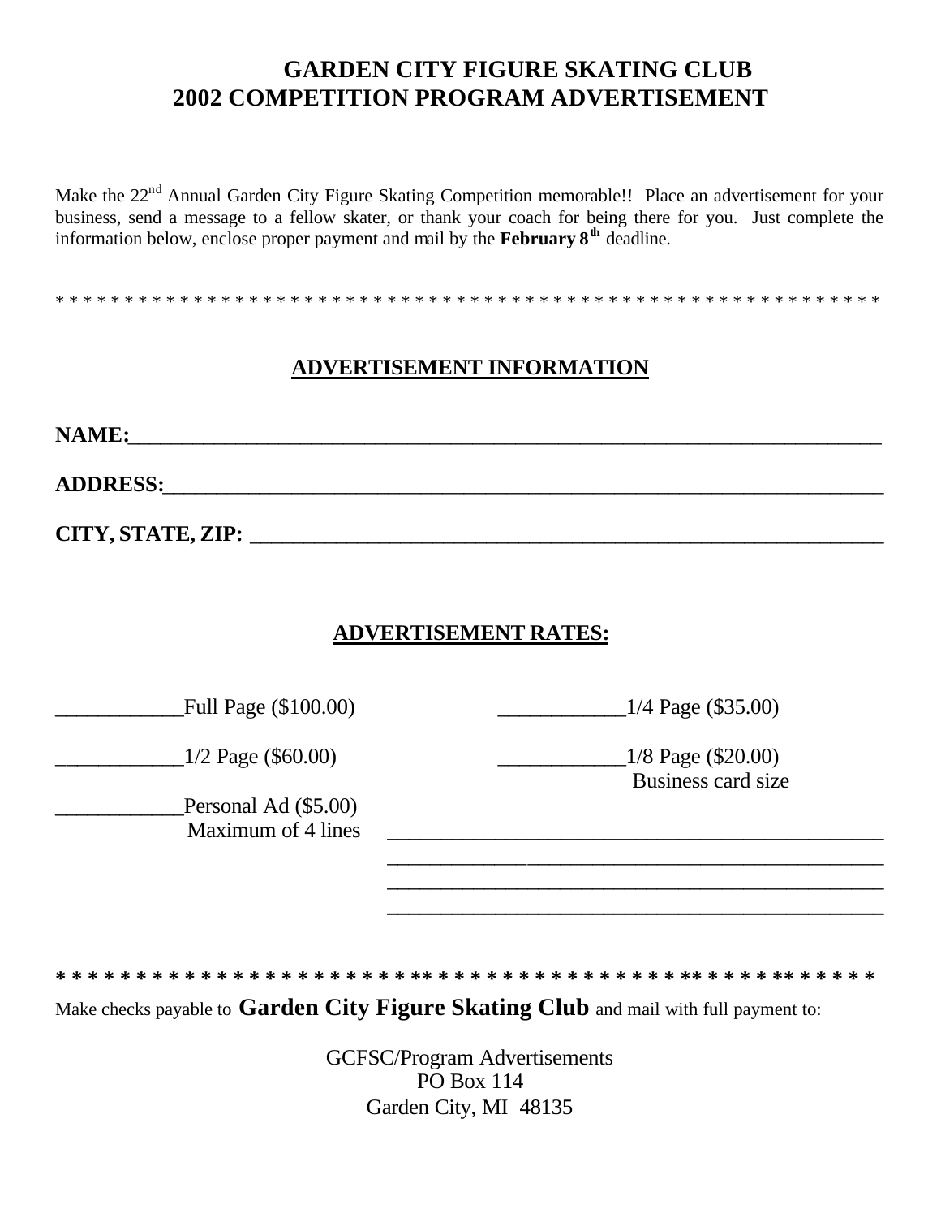# GARDEN CITY FIGURE SKATING CLUB
# 2002 COMPETITION PROGRAM ADVERTISEMENT

Make the 22nd Annual Garden City Figure Skating Competition memorable!! Place an advertisement for your business, send a message to a fellow skater, or thank your coach for being there for you. Just complete the information below, enclose proper payment and mail by the **February 8th** deadline.

* * * * * * * * * * * * * * * * * * * * * * * * * * * * * * * * * * * * * * * * * * * * * * * * * * * * * * * * * * * * * *

## ADVERTISEMENT INFORMATION

**NAME:**_______________________________________________________________________

**ADDRESS:**____________________________________________________________________

**CITY, STATE, ZIP:** ______________________________________________________________

## ADVERTISEMENT RATES:

____________Full Page ($100.00)

____________1/2 Page ($60.00)

____________1/4 Page ($35.00)

____________1/8 Page ($20.00)
Business card size

____________Personal Ad ($5.00)
Maximum of 4 lines

______________________________________________
______________________________________________
______________________________________________
______________________________________________

* * * * * * * * * * * * * * * * * * * * * * * * * * * * * * * * * * * * * * * * * * * * * * * * * * * * * * * * * *

Make checks payable to **Garden City Figure Skating Club** and mail with full payment to:

GCFSC/Program Advertisements
PO Box 114
Garden City, MI 48135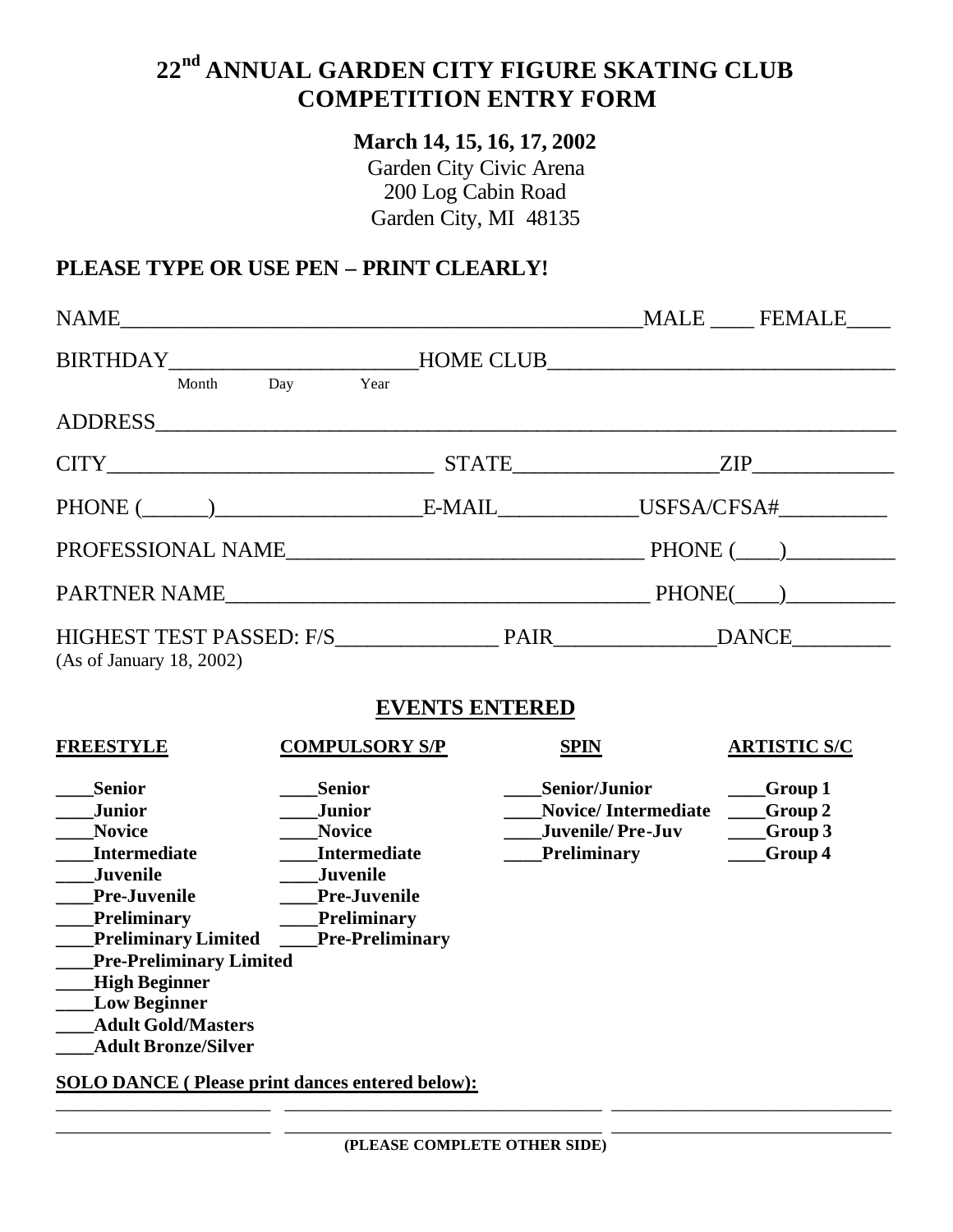# 22nd ANNUAL GARDEN CITY FIGURE SKATING CLUB COMPETITION ENTRY FORM

**March 14, 15, 16, 17, 2002**
Garden City Civic Arena
200 Log Cabin Road
Garden City, MI 48135

**PLEASE TYPE OR USE PEN – PRINT CLEARLY!**

NAME_______________________________________________MALE ____ FEMALE____

BIRTHDAY______________________HOME CLUB________________________________
Month Day Year

ADDRESS_____________________________________________________________________

CITY______________________________ STATE__________________ZIP_____________

PHONE (______)__________________E-MAIL_____________USFSA/CFSA#__________

PROFESSIONAL NAME________________________________ PHONE (____)__________

PARTNER NAME______________________________________ PHONE(____)__________

HIGHEST TEST PASSED: F/S_______________ PAIR_______________DANCE_________
(As of January 18, 2002)

## EVENTS ENTERED

| FREESTYLE | COMPULSORY S/P | SPIN | ARTISTIC S/C |
|---|---|---|---|
| ____Senior | ____Senior | ____Senior/Junior | ____Group 1 |
| ____Junior | ____Junior | ____Novice/ Intermediate | ____Group 2 |
| ____Novice | ____Novice | ____Juvenile/ Pre-Juv | ____Group 3 |
| ____Intermediate | ____Intermediate | ____Preliminary | ____Group 4 |
| ____Juvenile | ____Juvenile | | |
| ____Pre-Juvenile | ____Pre-Juvenile | | |
| ____Preliminary | ____Preliminary | | |
| ____Preliminary Limited | ____Pre-Preliminary | | |
| ____Pre-Preliminary Limited | | | |
| ____High Beginner | | | |
| ____Low Beginner | | | |
| ____Adult Gold/Masters | | | |
| ____Adult Bronze/Silver | | | |

**SOLO DANCE ( Please print dances entered below):**

______________________ ________________________________ ____________________________

______________________ ________________________________ ____________________________

**(PLEASE COMPLETE OTHER SIDE)**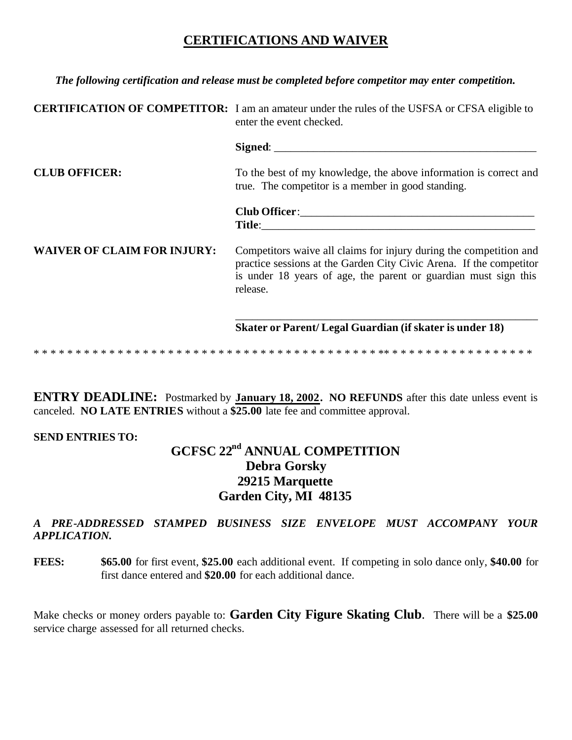## CERTIFICATIONS AND WAIVER

***The following certification and release must be completed before competitor may enter competition.***

**CERTIFICATION OF COMPETITOR:** I am an amateur under the rules of the USFSA or CFSA eligible to enter the event checked.

**Signed**: ________________________________________________

**CLUB OFFICER:** To the best of my knowledge, the above information is correct and true. The competitor is a member in good standing.

**Club Officer**:___________________________________________

**Title**:__________________________________________________

**WAIVER OF CLAIM FOR INJURY:** Competitors waive all claims for injury during the competition and practice sessions at the Garden City Civic Arena. If the competitor is under 18 years of age, the parent or guardian must sign this release.

_______________________________________________________

**Skater or Parent/ Legal Guardian (if skater is under 18)**

* * * * * * * * * * * * * * * * * * * * * * * * * * * * * * * * * * * * * * * * * * * * * * * * * * * * * * * * * * * * * *

**ENTRY DEADLINE:** Postmarked by **January 18, 2002**. **NO REFUNDS** after this date unless event is canceled. **NO LATE ENTRIES** without a **$25.00** late fee and committee approval.

**SEND ENTRIES TO:**

**GCFSC 22nd ANNUAL COMPETITION**
**Debra Gorsky**
**29215 Marquette**
**Garden City, MI 48135**

***A PRE-ADDRESSED STAMPED BUSINESS SIZE ENVELOPE MUST ACCOMPANY YOUR APPLICATION.***

**FEES:** **$65.00** for first event, **$25.00** each additional event. If competing in solo dance only, **$40.00** for first dance entered and **$20.00** for each additional dance.

Make checks or money orders payable to: **Garden City Figure Skating Club**. There will be a **$25.00** service charge assessed for all returned checks.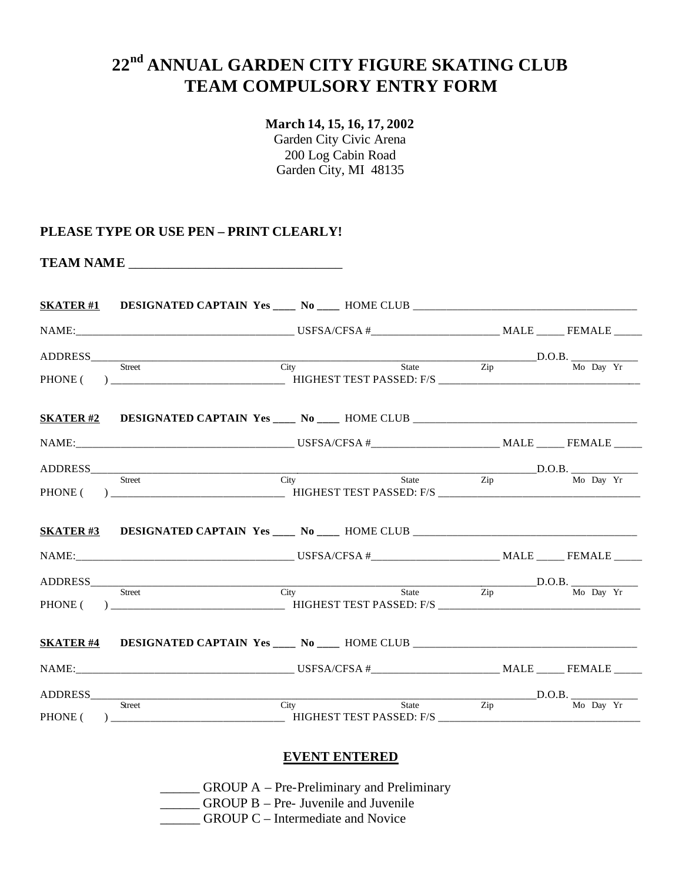# 22nd ANNUAL GARDEN CITY FIGURE SKATING CLUB TEAM COMPULSORY ENTRY FORM

**March 14, 15, 16, 17, 2002**
Garden City Civic Arena
200 Log Cabin Road
Garden City, MI 48135

**PLEASE TYPE OR USE PEN – PRINT CLEARLY!**

**TEAM NAME** ________________________________

**SKATER #1** **DESIGNATED CAPTAIN Yes ____ No ____** HOME CLUB ________________________________________

NAME:________________________________________ USFSA/CFSA #_______________________ MALE _____ FEMALE _____

ADDRESS__________________________________________________________________________D.O.B. ____________
Street City State Zip Mo Day Yr

PHONE ( ) ________________________________ HIGHEST TEST PASSED: F/S ____________________________________

**SKATER #2** **DESIGNATED CAPTAIN Yes ____ No ____** HOME CLUB ________________________________________

NAME:________________________________________ USFSA/CFSA #_______________________ MALE _____ FEMALE _____

ADDRESS__________________________________________________________________________D.O.B. ____________
Street City State Zip Mo Day Yr

PHONE ( ) ________________________________ HIGHEST TEST PASSED: F/S ____________________________________

**SKATER #3** **DESIGNATED CAPTAIN Yes ____ No ____** HOME CLUB ________________________________________

NAME:________________________________________ USFSA/CFSA #_______________________ MALE _____ FEMALE _____

ADDRESS__________________________________________________________________________D.O.B. ____________
Street City State Zip Mo Day Yr

PHONE ( ) ________________________________ HIGHEST TEST PASSED: F/S ____________________________________

**SKATER #4** **DESIGNATED CAPTAIN Yes ____ No ____** HOME CLUB ________________________________________

NAME:________________________________________ USFSA/CFSA #_______________________ MALE _____ FEMALE _____

ADDRESS__________________________________________________________________________D.O.B. ____________
Street City State Zip Mo Day Yr

PHONE ( ) ________________________________ HIGHEST TEST PASSED: F/S ____________________________________

## EVENT ENTERED

______ GROUP A – Pre-Preliminary and Preliminary
______ GROUP B – Pre- Juvenile and Juvenile
______ GROUP C – Intermediate and Novice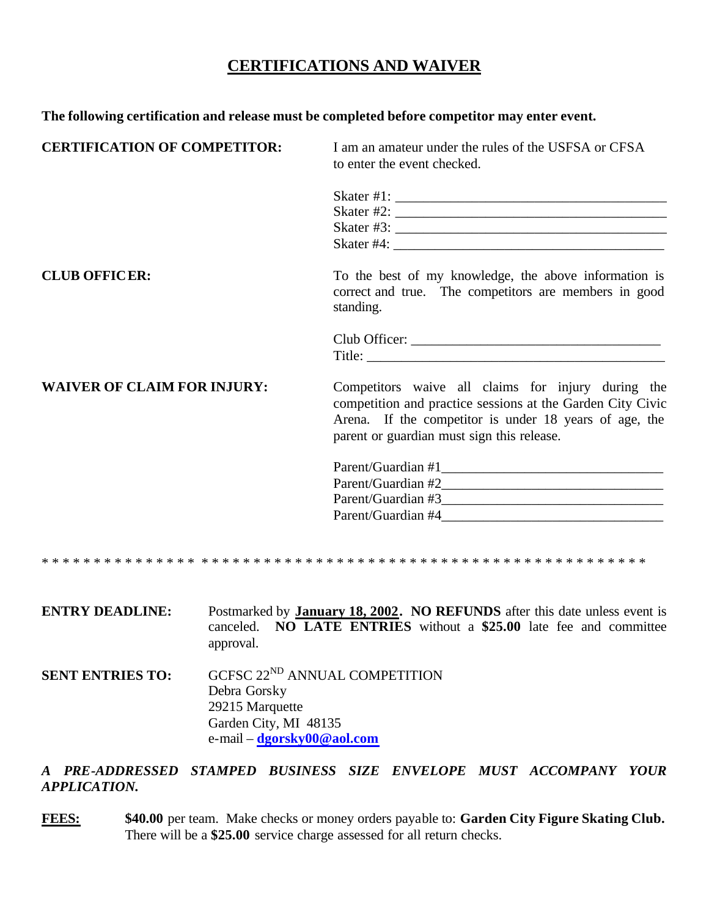# CERTIFICATIONS AND WAIVER

**The following certification and release must be completed before competitor may enter event.**

**CERTIFICATION OF COMPETITOR:** I am an amateur under the rules of the USFSA or CFSA to enter the event checked.

Skater #1: ______________________________________

Skater #2: ______________________________________

Skater #3: ______________________________________

Skater #4: ______________________________________

**CLUB OFFICER:** To the best of my knowledge, the above information is correct and true. The competitors are members in good standing.

Club Officer: ___________________________________

Title: _________________________________________

**WAIVER OF CLAIM FOR INJURY:** Competitors waive all claims for injury during the competition and practice sessions at the Garden City Civic Arena. If the competitor is under 18 years of age, the parent or guardian must sign this release.

Parent/Guardian #1______________________________

Parent/Guardian #2______________________________

Parent/Guardian #3______________________________

Parent/Guardian #4______________________________

* * * * * * * * * * * * * * * * * * * * * * * * * * * * * * * * * * * * * * * * * * * * * * * * * * * * * * * * *

**ENTRY DEADLINE:** Postmarked by **January 18, 2002. NO REFUNDS** after this date unless event is canceled. **NO LATE ENTRIES** without a **$25.00** late fee and committee approval.

**SENT ENTRIES TO:** GCFSC 22ND ANNUAL COMPETITION
Debra Gorsky
29215 Marquette
Garden City, MI 48135
e-mail – **dgorsky00@aol.com**

***A PRE-ADDRESSED STAMPED BUSINESS SIZE ENVELOPE MUST ACCOMPANY YOUR APPLICATION.***

**FEES:** **$40.00** per team. Make checks or money orders payable to: **Garden City Figure Skating Club.** There will be a **$25.00** service charge assessed for all return checks.